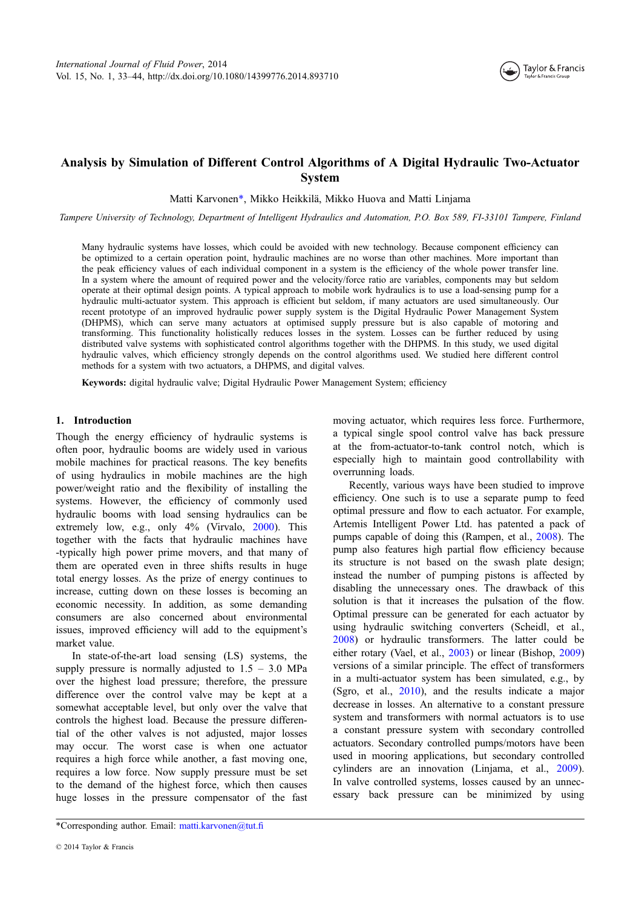# Analysis by Simulation of Different Control Algorithms of A Digital Hydraulic Two-Actuator System

Matti Karvonen*, Mikko Heikkilä, Mikko Huova and Matti Linjama

*Tampere University of Technology, Department of Intelligent Hydraulics and Automation, P.O. Box 589, FI-33101 Tampere, Finland*

Many hydraulic systems have losses, which could be avoided with new technology. Because component efficiency can be optimized to a certain operation point, hydraulic machines are no worse than other machines. More important than the peak efficiency values of each individual component in a system is the efficiency of the whole power transfer line. In a system where the amount of required power and the velocity/force ratio are variables, components may but seldom operate at their optimal design points. A typical approach to mobile work hydraulics is to use a load-sensing pump for a hydraulic multi-actuator system. This approach is efficient but seldom, if many actuators are used simultaneously. Our recent prototype of an improved hydraulic power supply system is the Digital Hydraulic Power Management System (DHPMS), which can serve many actuators at optimised supply pressure but is also capable of motoring and transforming. This functionality holistically reduces losses in the system. Losses can be further reduced by using distributed valve systems with sophisticated control algorithms together with the DHPMS. In this study, we used digital hydraulic valves, which efficiency strongly depends on the control algorithms used. We studied here different control methods for a system with two actuators, a DHPMS, and digital valves.

**Keywords:** digital hydraulic valve; Digital Hydraulic Power Management System; efficiency

## 1. Introduction

Though the energy efficiency of hydraulic systems is often poor, hydraulic booms are widely used in various mobile machines for practical reasons. The key benefits of using hydraulics in mobile machines are the high power/weight ratio and the flexibility of installing the systems. However, the efficiency of commonly used hydraulic booms with load sensing hydraulics can be extremely low, e.g., only 4% (Virvalo, 2000). This together with the facts that hydraulic machines have -typically high power prime movers, and that many of them are operated even in three shifts results in huge total energy losses. As the prize of energy continues to increase, cutting down on these losses is becoming an economic necessity. In addition, as some demanding consumers are also concerned about environmental issues, improved efficiency will add to the equipment's market value.

In state-of-the-art load sensing (LS) systems, the supply pressure is normally adjusted to 1.5 – 3.0 MPa over the highest load pressure; therefore, the pressure difference over the control valve may be kept at a somewhat acceptable level, but only over the valve that controls the highest load. Because the pressure differential of the other valves is not adjusted, major losses may occur. The worst case is when one actuator requires a high force while another, a fast moving one, requires a low force. Now supply pressure must be set to the demand of the highest force, which then causes huge losses in the pressure compensator of the fast moving actuator, which requires less force. Furthermore, a typical single spool control valve has back pressure at the from-actuator-to-tank control notch, which is especially high to maintain good controllability with overrunning loads.

Recently, various ways have been studied to improve efficiency. One such is to use a separate pump to feed optimal pressure and flow to each actuator. For example, Artemis Intelligent Power Ltd. has patented a pack of pumps capable of doing this (Rampen, et al., 2008). The pump also features high partial flow efficiency because its structure is not based on the swash plate design; instead the number of pumping pistons is affected by disabling the unnecessary ones. The drawback of this solution is that it increases the pulsation of the flow. Optimal pressure can be generated for each actuator by using hydraulic switching converters (Scheidl, et al., 2008) or hydraulic transformers. The latter could be either rotary (Vael, et al., 2003) or linear (Bishop, 2009) versions of a similar principle. The effect of transformers in a multi-actuator system has been simulated, e.g., by (Sgro, et al., 2010), and the results indicate a major decrease in losses. An alternative to a constant pressure system and transformers with normal actuators is to use a constant pressure system with secondary controlled actuators. Secondary controlled pumps/motors have been used in mooring applications, but secondary controlled cylinders are an innovation (Linjama, et al., 2009). In valve controlled systems, losses caused by an unnecessary back pressure can be minimized by using

*Corresponding author. Email: matti.karvonen@tut.fi

© 2014 Taylor & Francis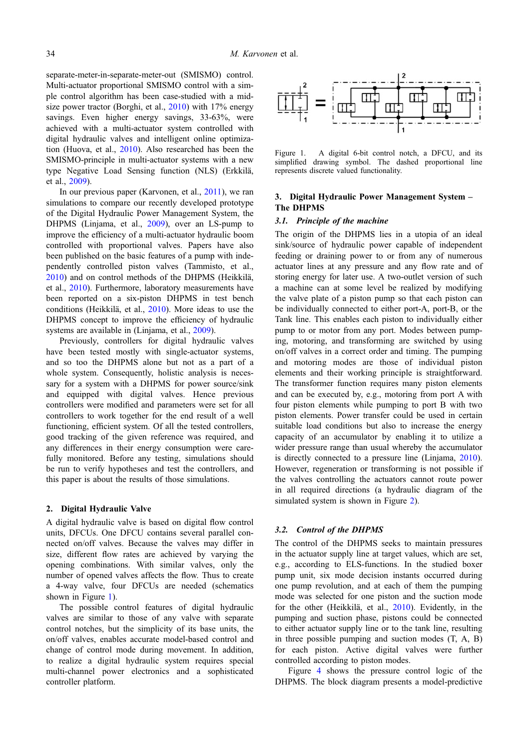separate-meter-in-separate-meter-out (SMISMO) control. Multi-actuator proportional SMISMO control with a simple control algorithm has been case-studied with a mid-size power tractor (Borghi, et al., 2010) with 17% energy savings. Even higher energy savings, 33-63%, were achieved with a multi-actuator system controlled with digital hydraulic valves and intelligent online optimization (Huova, et al., 2010). Also researched has been the SMISMO-principle in multi-actuator systems with a new type Negative Load Sensing function (NLS) (Erkkilä, et al., 2009).

In our previous paper (Karvonen, et al., 2011), we ran simulations to compare our recently developed prototype of the Digital Hydraulic Power Management System, the DHPMS (Linjama, et al., 2009), over an LS-pump to improve the efficiency of a multi-actuator hydraulic boom controlled with proportional valves. Papers have also been published on the basic features of a pump with independently controlled piston valves (Tammisto, et al., 2010) and on control methods of the DHPMS (Heikkilä, et al., 2010). Furthermore, laboratory measurements have been reported on a six-piston DHPMS in test bench conditions (Heikkilä, et al., 2010). More ideas to use the DHPMS concept to improve the efficiency of hydraulic systems are available in (Linjama, et al., 2009).

Previously, controllers for digital hydraulic valves have been tested mostly with single-actuator systems, and so too the DHPMS alone but not as a part of a whole system. Consequently, holistic analysis is necessary for a system with a DHPMS for power source/sink and equipped with digital valves. Hence previous controllers were modified and parameters were set for all controllers to work together for the end result of a well functioning, efficient system. Of all the tested controllers, good tracking of the given reference was required, and any differences in their energy consumption were carefully monitored. Before any testing, simulations should be run to verify hypotheses and test the controllers, and this paper is about the results of those simulations.

## 2. Digital Hydraulic Valve

A digital hydraulic valve is based on digital flow control units, DFCUs. One DFCU contains several parallel connected on/off valves. Because the valves may differ in size, different flow rates are achieved by varying the opening combinations. With similar valves, only the number of opened valves affects the flow. Thus to create a 4-way valve, four DFCUs are needed (schematics shown in Figure 1).

The possible control features of digital hydraulic valves are similar to those of any valve with separate control notches, but the simplicity of its base units, the on/off valves, enables accurate model-based control and change of control mode during movement. In addition, to realize a digital hydraulic system requires special multi-channel power electronics and a sophisticated controller platform.

Figure 1. A digital 6-bit control notch, a DFCU, and its simplified drawing symbol. The dashed proportional line represents discrete valued functionality.

## 3. Digital Hydraulic Power Management System – The DHPMS

### 3.1. Principle of the machine

The origin of the DHPMS lies in a utopia of an ideal sink/source of hydraulic power capable of independent feeding or draining power to or from any of numerous actuator lines at any pressure and any flow rate and of storing energy for later use. A two-outlet version of such a machine can at some level be realized by modifying the valve plate of a piston pump so that each piston can be individually connected to either port-A, port-B, or the Tank line. This enables each piston to individually either pump to or motor from any port. Modes between pumping, motoring, and transforming are switched by using on/off valves in a correct order and timing. The pumping and motoring modes are those of individual piston elements and their working principle is straightforward. The transformer function requires many piston elements and can be executed by, e.g., motoring from port A with four piston elements while pumping to port B with two piston elements. Power transfer could be used in certain suitable load conditions but also to increase the energy capacity of an accumulator by enabling it to utilize a wider pressure range than usual whereby the accumulator is directly connected to a pressure line (Linjama, 2010). However, regeneration or transforming is not possible if the valves controlling the actuators cannot route power in all required directions (a hydraulic diagram of the simulated system is shown in Figure 2).

### 3.2. Control of the DHPMS

The control of the DHPMS seeks to maintain pressures in the actuator supply line at target values, which are set, e.g., according to ELS-functions. In the studied boxer pump unit, six mode decision instants occurred during one pump revolution, and at each of them the pumping mode was selected for one piston and the suction mode for the other (Heikkilä, et al., 2010). Evidently, in the pumping and suction phase, pistons could be connected to either actuator supply line or to the tank line, resulting in three possible pumping and suction modes (T, A, B) for each piston. Active digital valves were further controlled according to piston modes.

Figure 4 shows the pressure control logic of the DHPMS. The block diagram presents a model-predictive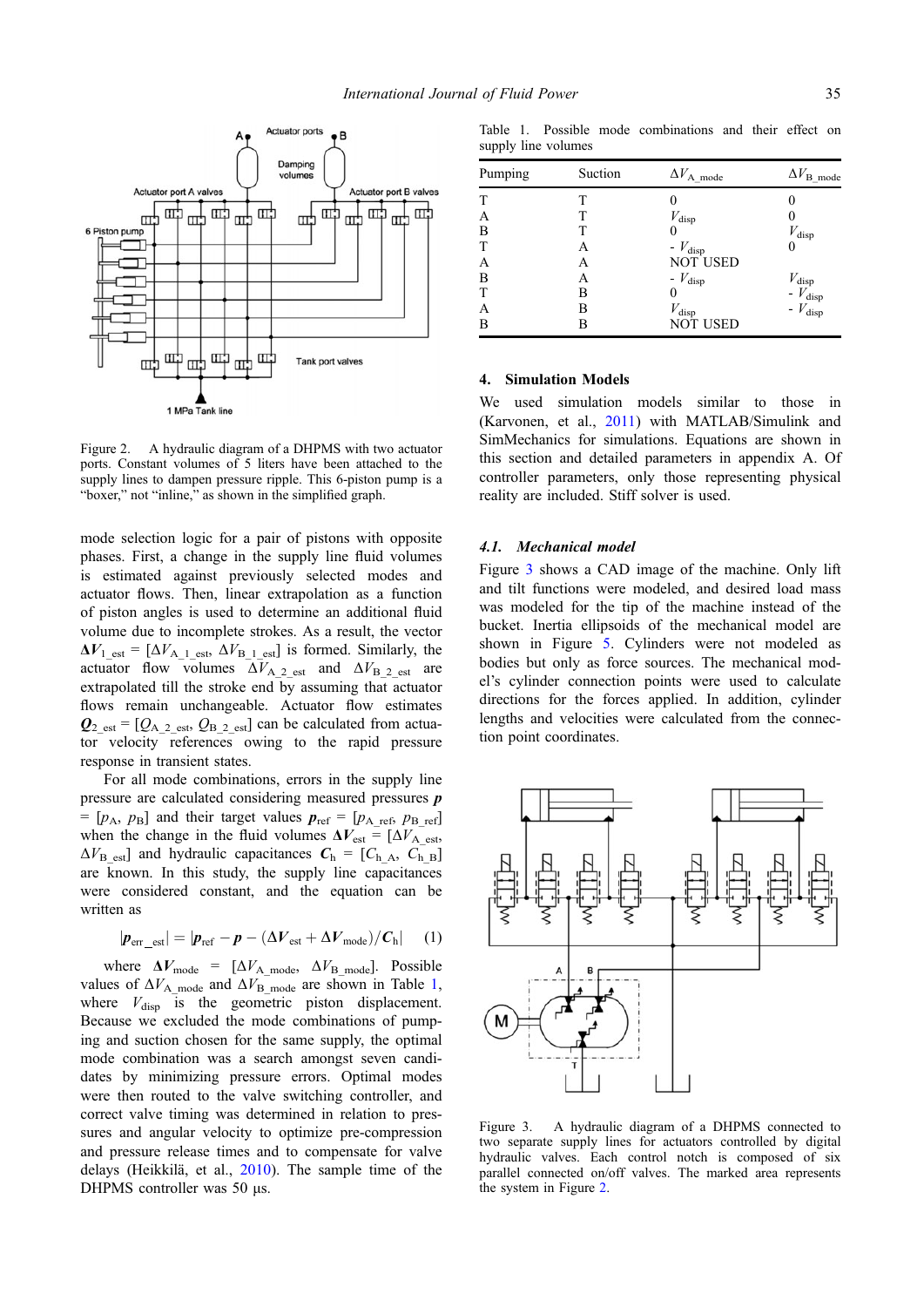Figure 2. A hydraulic diagram of a DHPMS with two actuator ports. Constant volumes of 5 liters have been attached to the supply lines to dampen pressure ripple. This 6-piston pump is a "boxer," not "inline," as shown in the simplified graph.

mode selection logic for a pair of pistons with opposite phases. First, a change in the supply line fluid volumes is estimated against previously selected modes and actuator flows. Then, linear extrapolation as a function of piston angles is used to determine an additional fluid volume due to incomplete strokes. As a result, the vector $\mathbf{\Delta V}_{1\_est} = [\Delta V_{A\_1\_est}, \Delta V_{B\_1\_est}]$ is formed. Similarly, the actuator flow volumes $\Delta V_{A\_2\_est}$ and $\Delta V_{B\_2\_est}$ are extrapolated till the stroke end by assuming that actuator flows remain unchangeable. Actuator flow estimates $\mathbf{Q}_{2\_est} = [Q_{A\_2\_est}, Q_{B\_2\_est}]$ can be calculated from actuator velocity references owing to the rapid pressure response in transient states.

For all mode combinations, errors in the supply line pressure are calculated considering measured pressures $\mathbf{p} = [p_A, p_B]$ and their target values $\mathbf{p}_{ref} = [p_{A\_ref}, p_{B\_ref}]$ when the change in the fluid volumes $\mathbf{\Delta V}_{est} = [\Delta V_{A\_est}, \Delta V_{B\_est}]$ and hydraulic capacitances $\mathbf{C}_h = [C_{h\_A}, C_{h\_B}]$ are known. In this study, the supply line capacitances were considered constant, and the equation can be written as

$$|\mathbf{p}_{err\_est}| = |\mathbf{p}_{ref} - \mathbf{p} - (\mathbf{\Delta V}_{est} + \mathbf{\Delta V}_{mode})/\mathbf{C}_h| \quad (1)$$

where $\mathbf{\Delta V}_{mode} = [\Delta V_{A\_mode}, \Delta V_{B\_mode}]$. Possible values of $\Delta V_{A\_mode}$ and $\Delta V_{B\_mode}$ are shown in Table 1, where $V_{disp}$ is the geometric piston displacement. Because we excluded the mode combinations of pumping and suction chosen for the same supply, the optimal mode combination was a search amongst seven candidates by minimizing pressure errors. Optimal modes were then routed to the valve switching controller, and correct valve timing was determined in relation to pressures and angular velocity to optimize pre-compression and pressure release times and to compensate for valve delays (Heikkilä, et al., 2010). The sample time of the DHPMS controller was 50 μs.

Table 1. Possible mode combinations and their effect on supply line volumes

| Pumping | Suction | $\Delta V_{A\_mode}$ | $\Delta V_{B\_mode}$ |
|---|---|---|---|
| T | T | 0 | 0 |
| A | T | $V_{disp}$ | 0 |
| B | T | 0 | $V_{disp}$ |
| T | A | $-V_{disp}$ | 0 |
| A | A | NOT USED | |
| B | A | $-V_{disp}$ | $V_{disp}$ |
| T | B | 0 | $-V_{disp}$ |
| A | B | $V_{disp}$ | $-V_{disp}$ |
| B | B | NOT USED | |

## 4. Simulation Models

We used simulation models similar to those in (Karvonen, et al., 2011) with MATLAB/Simulink and SimMechanics for simulations. Equations are shown in this section and detailed parameters in appendix A. Of controller parameters, only those representing physical reality are included. Stiff solver is used.

### 4.1. Mechanical model

Figure 3 shows a CAD image of the machine. Only lift and tilt functions were modeled, and desired load mass was modeled for the tip of the machine instead of the bucket. Inertia ellipsoids of the mechanical model are shown in Figure 5. Cylinders were not modeled as bodies but only as force sources. The mechanical model's cylinder connection points were used to calculate directions for the forces applied. In addition, cylinder lengths and velocities were calculated from the connection point coordinates.

Figure 3. A hydraulic diagram of a DHPMS connected to two separate supply lines for actuators controlled by digital hydraulic valves. Each control notch is composed of six parallel connected on/off valves. The marked area represents the system in Figure 2.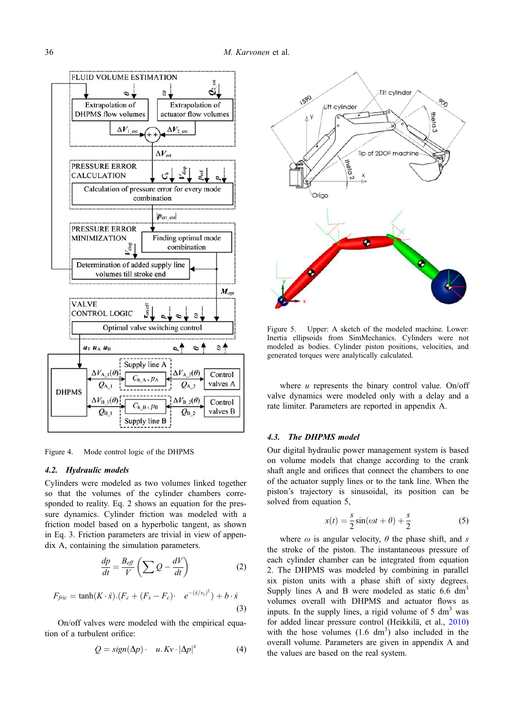Figure 4. Mode control logic of the DHPMS

### 4.2. Hydraulic models

Cylinders were modeled as two volumes linked together so that the volumes of the cylinder chambers corresponded to reality. Eq. 2 shows an equation for the pressure dynamics. Cylinder friction was modeled with a friction model based on a hyperbolic tangent, as shown in Eq. 3. Friction parameters are trivial in view of appendix A, containing the simulation parameters.

$$\frac{dp}{dt} = \frac{B_{eff}}{V}\left(\sum Q - \frac{dV}{dt}\right) \tag{2}$$

$$F_{fric} = \tanh(K \cdot \dot{x}).(F_c + (F_s - F_c) \cdot \quad e^{-(\dot{x}/v_s)^2}) + b \cdot \dot{x} \tag{3}$$

On/off valves were modeled with the empirical equation of a turbulent orifice:

$$Q = sign(\Delta p) \cdot \quad u.Kv \cdot |\Delta p|^x \tag{4}$$

Figure 5. Upper: A sketch of the modeled machine. Lower: Inertia ellipsoids from SimMechanics. Cylinders were not modeled as bodies. Cylinder piston positions, velocities, and generated torques were analytically calculated.

where $u$ represents the binary control value. On/off valve dynamics were modeled only with a delay and a rate limiter. Parameters are reported in appendix A.

### 4.3. The DHPMS model

Our digital hydraulic power management system is based on volume models that change according to the crank shaft angle and orifices that connect the chambers to one of the actuator supply lines or to the tank line. When the piston's trajectory is sinusoidal, its position can be solved from equation 5,

$$x(t) = \frac{s}{2}\sin(\omega t + \theta) + \frac{s}{2} \tag{5}$$

where $\omega$ is angular velocity, $\theta$ the phase shift, and $s$ the stroke of the piston. The instantaneous pressure of each cylinder chamber can be integrated from equation 2. The DHPMS was modeled by combining in parallel six piston units with a phase shift of sixty degrees. Supply lines A and B were modeled as static 6.6 $dm^3$ volumes overall with DHPMS and actuator flows as inputs. In the supply lines, a rigid volume of 5 $dm^3$ was for added linear pressure control (Heikkilä, et al., 2010) with the hose volumes (1.6 $dm^3$) also included in the overall volume. Parameters are given in appendix A and the values are based on the real system.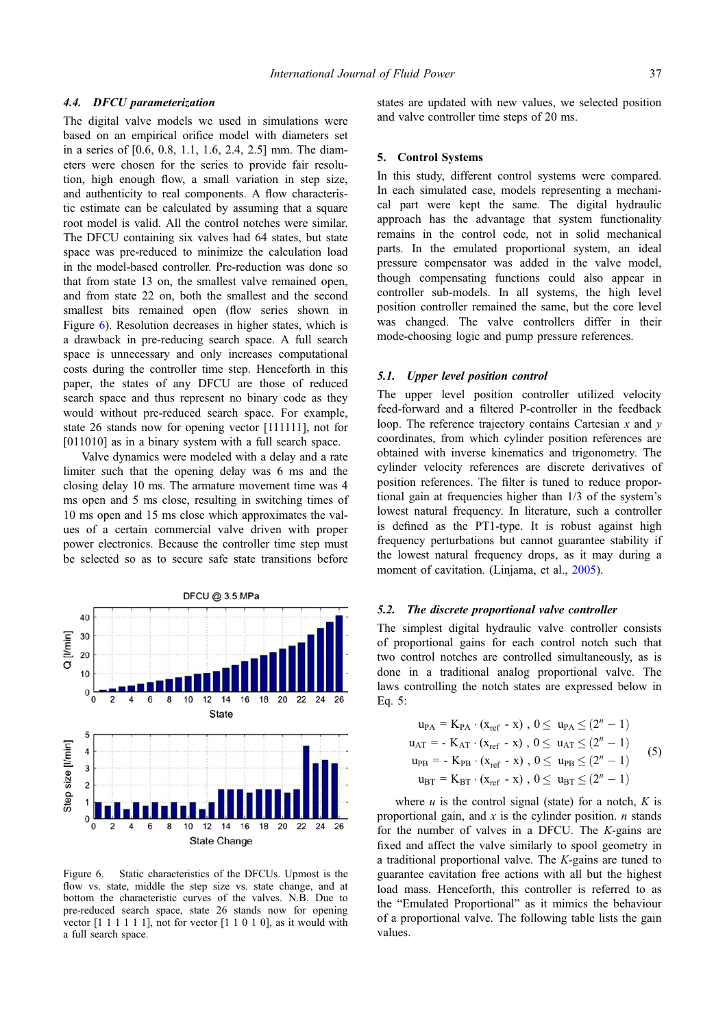### 4.4. *DFCU parameterization*

The digital valve models we used in simulations were based on an empirical orifice model with diameters set in a series of [0.6, 0.8, 1.1, 1.6, 2.4, 2.5] mm. The diameters were chosen for the series to provide fair resolution, high enough flow, a small variation in step size, and authenticity to real components. A flow characteristic estimate can be calculated by assuming that a square root model is valid. All the control notches were similar. The DFCU containing six valves had 64 states, but state space was pre-reduced to minimize the calculation load in the model-based controller. Pre-reduction was done so that from state 13 on, the smallest valve remained open, and from state 22 on, both the smallest and the second smallest bits remained open (flow series shown in Figure 6). Resolution decreases in higher states, which is a drawback in pre-reducing search space. A full search space is unnecessary and only increases computational costs during the controller time step. Henceforth in this paper, the states of any DFCU are those of reduced search space and thus represent no binary code as they would without pre-reduced search space. For example, state 26 stands now for opening vector [111111], not for [011010] as in a binary system with a full search space.

Valve dynamics were modeled with a delay and a rate limiter such that the opening delay was 6 ms and the closing delay 10 ms. The armature movement time was 4 ms open and 5 ms close, resulting in switching times of 10 ms open and 15 ms close which approximates the values of a certain commercial valve driven with proper power electronics. Because the controller time step must be selected so as to secure safe state transitions before states are updated with new values, we selected position and valve controller time steps of 20 ms.

Figure 6. Static characteristics of the DFCUs. Upmost is the flow vs. state, middle the step size vs. state change, and at bottom the characteristic curves of the valves. N.B. Due to pre-reduced search space, state 26 stands now for opening vector [1 1 1 1 1 1], not for vector [1 1 0 1 0], as it would with a full search space.

## 5. Control Systems

In this study, different control systems were compared. In each simulated case, models representing a mechanical part were kept the same. The digital hydraulic approach has the advantage that system functionality remains in the control code, not in solid mechanical parts. In the emulated proportional system, an ideal pressure compensator was added in the valve model, though compensating functions could also appear in controller sub-models. In all systems, the high level position controller remained the same, but the core level was changed. The valve controllers differ in their mode-choosing logic and pump pressure references.

### 5.1. *Upper level position control*

The upper level position controller utilized velocity feed-forward and a filtered P-controller in the feedback loop. The reference trajectory contains Cartesian *x* and *y* coordinates, from which cylinder position references are obtained with inverse kinematics and trigonometry. The cylinder velocity references are discrete derivatives of position references. The filter is tuned to reduce proportional gain at frequencies higher than 1/3 of the system's lowest natural frequency. In literature, such a controller is defined as the PT1-type. It is robust against high frequency perturbations but cannot guarantee stability if the lowest natural frequency drops, as it may during a moment of cavitation. (Linjama, et al., 2005).

### 5.2. *The discrete proportional valve controller*

The simplest digital hydraulic valve controller consists of proportional gains for each control notch such that two control notches are controlled simultaneously, as is done in a traditional analog proportional valve. The laws controlling the notch states are expressed below in Eq. 5:

$$
\begin{aligned}
u_{PA} &= K_{PA} \cdot (x_{ref} - x)\ ,\ 0 \leq\ u_{PA} \leq (2^n - 1) \\
u_{AT} &= -\ K_{AT} \cdot (x_{ref} - x)\ ,\ 0 \leq\ u_{AT} \leq (2^n - 1) \\
u_{PB} &= -\ K_{PB} \cdot (x_{ref} - x)\ ,\ 0 \leq\ u_{PB} \leq (2^n - 1) \\
u_{BT} &= K_{BT} \cdot (x_{ref} - x)\ ,\ 0 \leq\ u_{BT} \leq (2^n - 1)
\end{aligned}
\tag{5}
$$

where *u* is the control signal (state) for a notch, *K* is proportional gain, and *x* is the cylinder position. *n* stands for the number of valves in a DFCU. The *K*-gains are fixed and affect the valve similarly to spool geometry in a traditional proportional valve. The *K*-gains are tuned to guarantee cavitation free actions with all but the highest load mass. Henceforth, this controller is referred to as the "Emulated Proportional" as it mimics the behaviour of a proportional valve. The following table lists the gain values.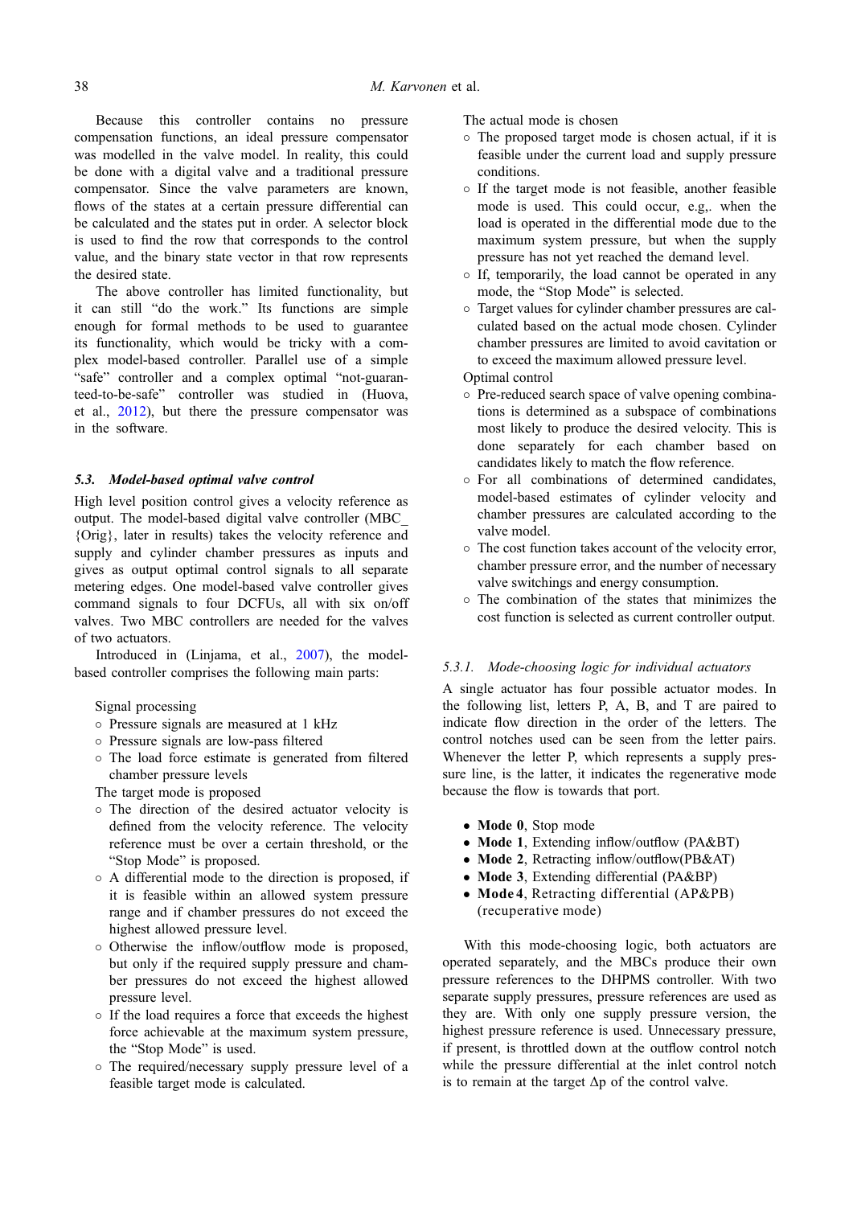Because this controller contains no pressure compensation functions, an ideal pressure compensator was modelled in the valve model. In reality, this could be done with a digital valve and a traditional pressure compensator. Since the valve parameters are known, flows of the states at a certain pressure differential can be calculated and the states put in order. A selector block is used to find the row that corresponds to the control value, and the binary state vector in that row represents the desired state.

The above controller has limited functionality, but it can still "do the work." Its functions are simple enough for formal methods to be used to guarantee its functionality, which would be tricky with a complex model-based controller. Parallel use of a simple "safe" controller and a complex optimal "not-guaranteed-to-be-safe" controller was studied in (Huova, et al., 2012), but there the pressure compensator was in the software.

### 5.3. *Model-based optimal valve control*

High level position control gives a velocity reference as output. The model-based digital valve controller (MBC_{Orig}, later in results) takes the velocity reference and supply and cylinder chamber pressures as inputs and gives as output optimal control signals to all separate metering edges. One model-based valve controller gives command signals to four DCFUs, all with six on/off valves. Two MBC controllers are needed for the valves of two actuators.

Introduced in (Linjama, et al., 2007), the model-based controller comprises the following main parts:

Signal processing

- Pressure signals are measured at 1 kHz
- Pressure signals are low-pass filtered
- The load force estimate is generated from filtered chamber pressure levels

The target mode is proposed

- The direction of the desired actuator velocity is defined from the velocity reference. The velocity reference must be over a certain threshold, or the "Stop Mode" is proposed.
- A differential mode to the direction is proposed, if it is feasible within an allowed system pressure range and if chamber pressures do not exceed the highest allowed pressure level.
- Otherwise the inflow/outflow mode is proposed, but only if the required supply pressure and chamber pressures do not exceed the highest allowed pressure level.
- If the load requires a force that exceeds the highest force achievable at the maximum system pressure, the "Stop Mode" is used.
- The required/necessary supply pressure level of a feasible target mode is calculated.

The actual mode is chosen

- The proposed target mode is chosen actual, if it is feasible under the current load and supply pressure conditions.
- If the target mode is not feasible, another feasible mode is used. This could occur, e.g,. when the load is operated in the differential mode due to the maximum system pressure, but when the supply pressure has not yet reached the demand level.
- If, temporarily, the load cannot be operated in any mode, the "Stop Mode" is selected.
- Target values for cylinder chamber pressures are calculated based on the actual mode chosen. Cylinder chamber pressures are limited to avoid cavitation or to exceed the maximum allowed pressure level.

Optimal control

- Pre-reduced search space of valve opening combinations is determined as a subspace of combinations most likely to produce the desired velocity. This is done separately for each chamber based on candidates likely to match the flow reference.
- For all combinations of determined candidates, model-based estimates of cylinder velocity and chamber pressures are calculated according to the valve model.
- The cost function takes account of the velocity error, chamber pressure error, and the number of necessary valve switchings and energy consumption.
- The combination of the states that minimizes the cost function is selected as current controller output.

#### 5.3.1. *Mode-choosing logic for individual actuators*

A single actuator has four possible actuator modes. In the following list, letters P, A, B, and T are paired to indicate flow direction in the order of the letters. The control notches used can be seen from the letter pairs. Whenever the letter P, which represents a supply pressure line, is the latter, it indicates the regenerative mode because the flow is towards that port.

- **Mode 0**, Stop mode
- **Mode 1**, Extending inflow/outflow (PA&BT)
- **Mode 2**, Retracting inflow/outflow(PB&AT)
- **Mode 3**, Extending differential (PA&BP)
- **Mode 4**, Retracting differential (AP&PB) (recuperative mode)

With this mode-choosing logic, both actuators are operated separately, and the MBCs produce their own pressure references to the DHPMS controller. With two separate supply pressures, pressure references are used as they are. With only one supply pressure version, the highest pressure reference is used. Unnecessary pressure, if present, is throttled down at the outflow control notch while the pressure differential at the inlet control notch is to remain at the target $\Delta p$ of the control valve.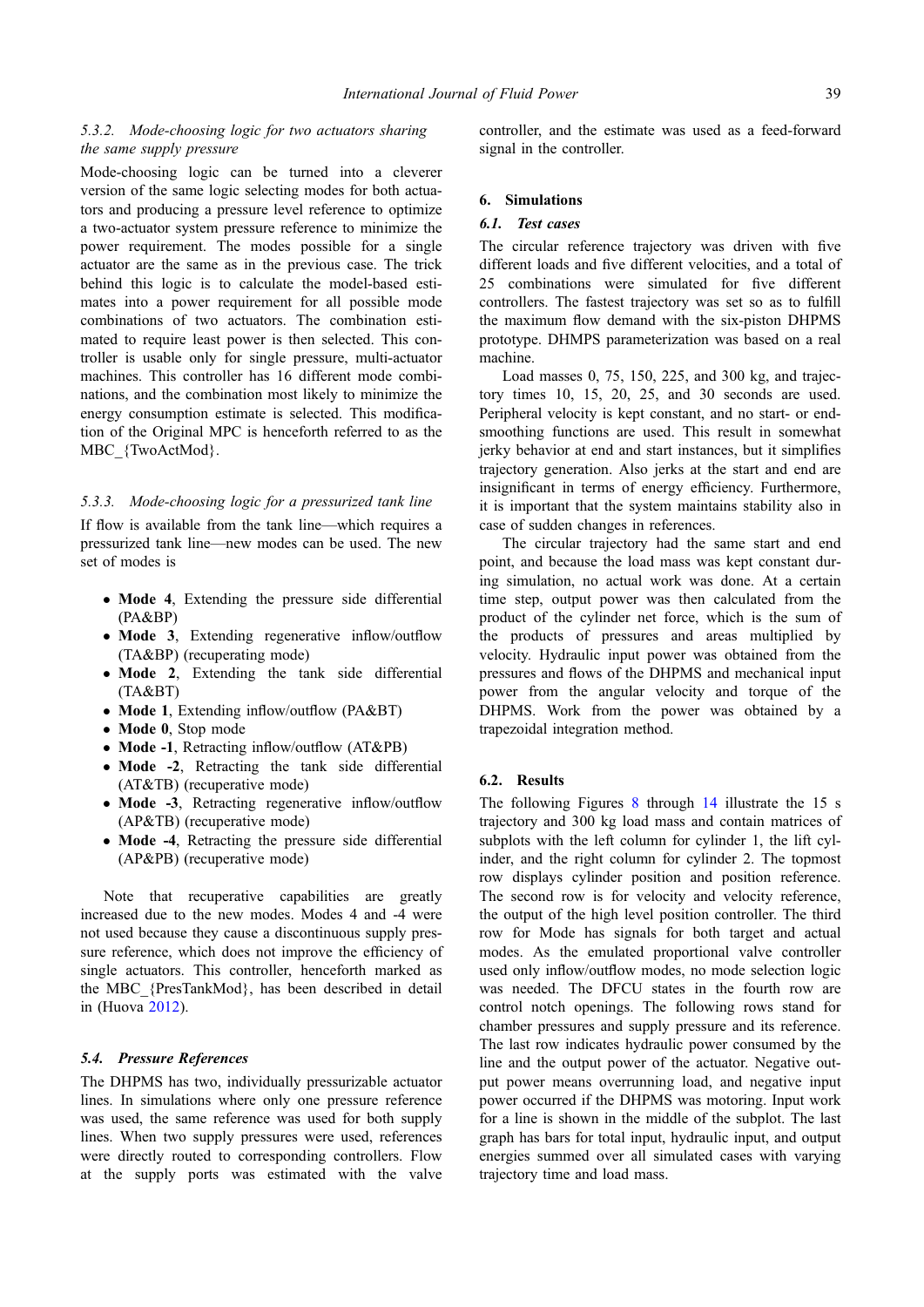### 5.3.2. Mode-choosing logic for two actuators sharing the same supply pressure

Mode-choosing logic can be turned into a cleverer version of the same logic selecting modes for both actuators and producing a pressure level reference to optimize a two-actuator system pressure reference to minimize the power requirement. The modes possible for a single actuator are the same as in the previous case. The trick behind this logic is to calculate the model-based estimates into a power requirement for all possible mode combinations of two actuators. The combination estimated to require least power is then selected. This controller is usable only for single pressure, multi-actuator machines. This controller has 16 different mode combinations, and the combination most likely to minimize the energy consumption estimate is selected. This modification of the Original MPC is henceforth referred to as the MBC_{TwoActMod}.

### 5.3.3. Mode-choosing logic for a pressurized tank line

If flow is available from the tank line—which requires a pressurized tank line—new modes can be used. The new set of modes is

- **Mode 4**, Extending the pressure side differential (PA&BP)
- **Mode 3**, Extending regenerative inflow/outflow (TA&BP) (recuperating mode)
- **Mode 2**, Extending the tank side differential (TA&BT)
- **Mode 1**, Extending inflow/outflow (PA&BT)
- **Mode 0**, Stop mode
- **Mode -1**, Retracting inflow/outflow (AT&PB)
- **Mode -2**, Retracting the tank side differential (AT&TB) (recuperative mode)
- **Mode -3**, Retracting regenerative inflow/outflow (AP&TB) (recuperative mode)
- **Mode -4**, Retracting the pressure side differential (AP&PB) (recuperative mode)

Note that recuperative capabilities are greatly increased due to the new modes. Modes 4 and -4 were not used because they cause a discontinuous supply pressure reference, which does not improve the efficiency of single actuators. This controller, henceforth marked as the MBC_{PresTankMod}, has been described in detail in (Huova 2012).

### 5.4. Pressure References

The DHPMS has two, individually pressurizable actuator lines. In simulations where only one pressure reference was used, the same reference was used for both supply lines. When two supply pressures were used, references were directly routed to corresponding controllers. Flow at the supply ports was estimated with the valve controller, and the estimate was used as a feed-forward signal in the controller.

## 6. Simulations

### 6.1. Test cases

The circular reference trajectory was driven with five different loads and five different velocities, and a total of 25 combinations were simulated for five different controllers. The fastest trajectory was set so as to fulfill the maximum flow demand with the six-piston DHPMS prototype. DHMPS parameterization was based on a real machine.

Load masses 0, 75, 150, 225, and 300 kg, and trajectory times 10, 15, 20, 25, and 30 seconds are used. Peripheral velocity is kept constant, and no start- or end-smoothing functions are used. This result in somewhat jerky behavior at end and start instances, but it simplifies trajectory generation. Also jerks at the start and end are insignificant in terms of energy efficiency. Furthermore, it is important that the system maintains stability also in case of sudden changes in references.

The circular trajectory had the same start and end point, and because the load mass was kept constant during simulation, no actual work was done. At a certain time step, output power was then calculated from the product of the cylinder net force, which is the sum of the products of pressures and areas multiplied by velocity. Hydraulic input power was obtained from the pressures and flows of the DHPMS and mechanical input power from the angular velocity and torque of the DHPMS. Work from the power was obtained by a trapezoidal integration method.

### 6.2. Results

The following Figures 8 through 14 illustrate the 15 s trajectory and 300 kg load mass and contain matrices of subplots with the left column for cylinder 1, the lift cylinder, and the right column for cylinder 2. The topmost row displays cylinder position and position reference. The second row is for velocity and velocity reference, the output of the high level position controller. The third row for Mode has signals for both target and actual modes. As the emulated proportional valve controller used only inflow/outflow modes, no mode selection logic was needed. The DFCU states in the fourth row are control notch openings. The following rows stand for chamber pressures and supply pressure and its reference. The last row indicates hydraulic power consumed by the line and the output power of the actuator. Negative output power means overrunning load, and negative input power occurred if the DHPMS was motoring. Input work for a line is shown in the middle of the subplot. The last graph has bars for total input, hydraulic input, and output energies summed over all simulated cases with varying trajectory time and load mass.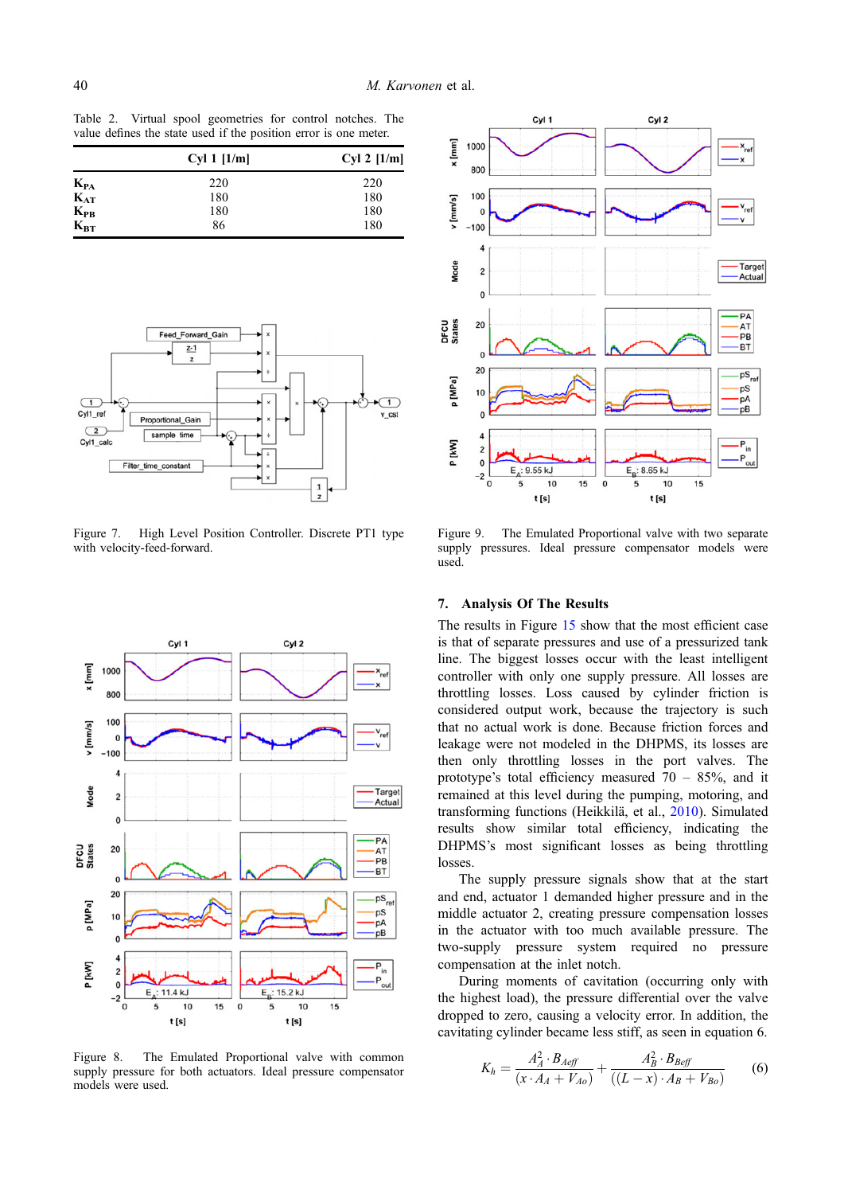Table 2. Virtual spool geometries for control notches. The value defines the state used if the position error is one meter.

| | Cyl 1 [1/m] | Cyl 2 [1/m] |
|---|---|---|
| $K_{PA}$ | 220 | 220 |
| $K_{AT}$ | 180 | 180 |
| $K_{PB}$ | 180 | 180 |
| $K_{BT}$ | 86 | 180 |

Figure 7. High Level Position Controller. Discrete PT1 type with velocity-feed-forward.

Figure 8. The Emulated Proportional valve with common supply pressure for both actuators. Ideal pressure compensator models were used.

Figure 9. The Emulated Proportional valve with two separate supply pressures. Ideal pressure compensator models were used.

## 7. Analysis Of The Results

The results in Figure 15 show that the most efficient case is that of separate pressures and use of a pressurized tank line. The biggest losses occur with the least intelligent controller with only one supply pressure. All losses are throttling losses. Loss caused by cylinder friction is considered output work, because the trajectory is such that no actual work is done. Because friction forces and leakage were not modeled in the DHPMS, its losses are then only throttling losses in the port valves. The prototype's total efficiency measured 70 – 85%, and it remained at this level during the pumping, motoring, and transforming functions (Heikkilä, et al., 2010). Simulated results show similar total efficiency, indicating the DHPMS's most significant losses as being throttling losses.

The supply pressure signals show that at the start and end, actuator 1 demanded higher pressure and in the middle actuator 2, creating pressure compensation losses in the actuator with too much available pressure. The two-supply pressure system required no pressure compensation at the inlet notch.

During moments of cavitation (occurring only with the highest load), the pressure differential over the valve dropped to zero, causing a velocity error. In addition, the cavitating cylinder became less stiff, as seen in equation 6.

$$K_h = \frac{A_A^2 \cdot B_{Aeff}}{(x \cdot A_A + V_{Ao})} + \frac{A_B^2 \cdot B_{Beff}}{((L - x) \cdot A_B + V_{Bo})} \qquad (6)$$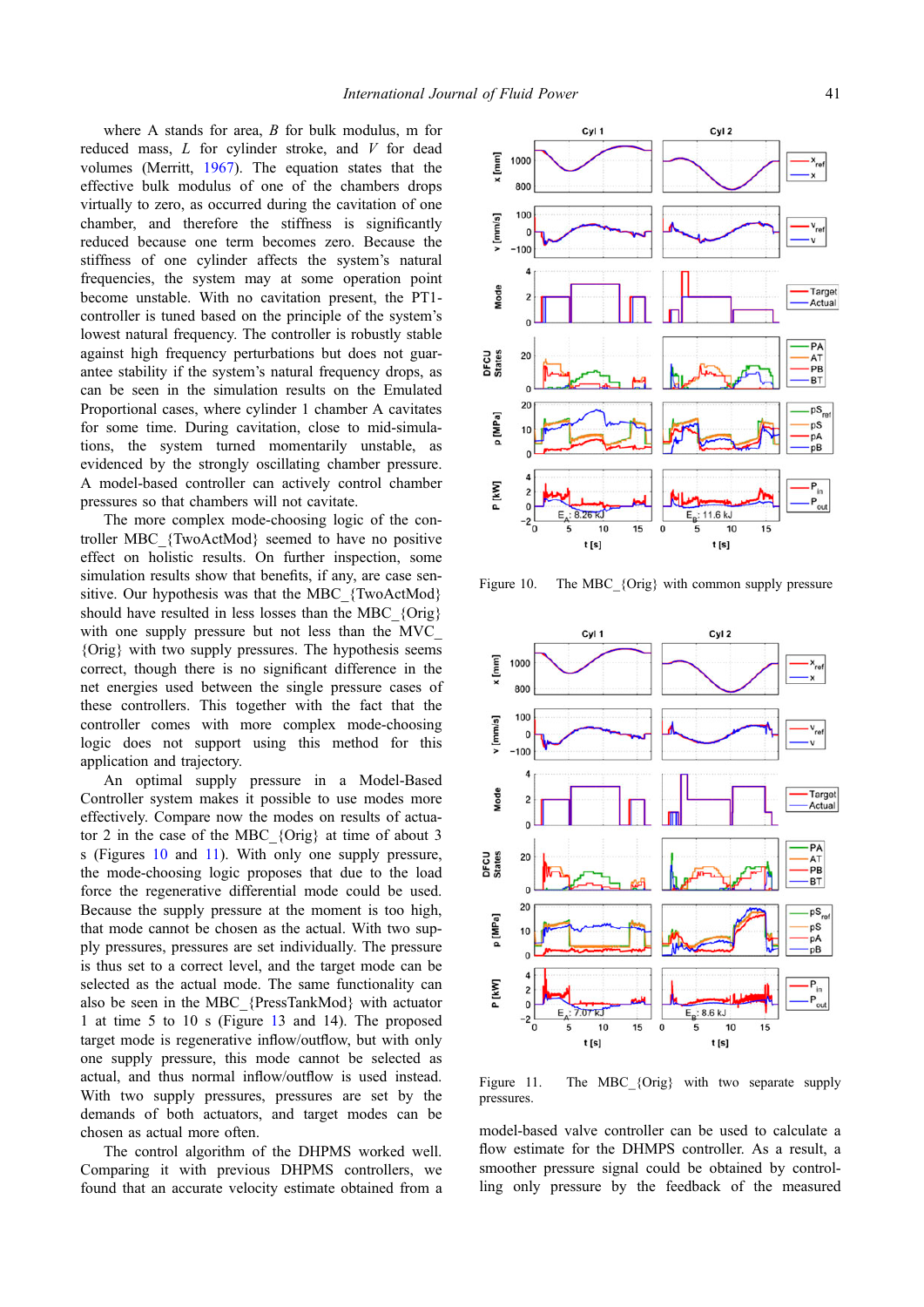where A stands for area, $B$ for bulk modulus, m for reduced mass, $L$ for cylinder stroke, and $V$ for dead volumes (Merritt, 1967). The equation states that the effective bulk modulus of one of the chambers drops virtually to zero, as occurred during the cavitation of one chamber, and therefore the stiffness is significantly reduced because one term becomes zero. Because the stiffness of one cylinder affects the system's natural frequencies, the system may at some operation point become unstable. With no cavitation present, the PT1-controller is tuned based on the principle of the system's lowest natural frequency. The controller is robustly stable against high frequency perturbations but does not guarantee stability if the system's natural frequency drops, as can be seen in the simulation results on the Emulated Proportional cases, where cylinder 1 chamber A cavitates for some time. During cavitation, close to mid-simulations, the system turned momentarily unstable, as evidenced by the strongly oscillating chamber pressure. A model-based controller can actively control chamber pressures so that chambers will not cavitate.

The more complex mode-choosing logic of the controller MBC_{TwoActMod} seemed to have no positive effect on holistic results. On further inspection, some simulation results show that benefits, if any, are case sensitive. Our hypothesis was that the MBC_{TwoActMod} should have resulted in less losses than the MBC_{Orig} with one supply pressure but not less than the MVC_{Orig} with two supply pressures. The hypothesis seems correct, though there is no significant difference in the net energies used between the single pressure cases of these controllers. This together with the fact that the controller comes with more complex mode-choosing logic does not support using this method for this application and trajectory.

An optimal supply pressure in a Model-Based Controller system makes it possible to use modes more effectively. Compare now the modes on results of actuator 2 in the case of the MBC_{Orig} at time of about 3 s (Figures 10 and 11). With only one supply pressure, the mode-choosing logic proposes that due to the load force the regenerative differential mode could be used. Because the supply pressure at the moment is too high, that mode cannot be chosen as the actual. With two supply pressures, pressures are set individually. The pressure is thus set to a correct level, and the target mode can be selected as the actual mode. The same functionality can also be seen in the MBC_{PressTankMod} with actuator 1 at time 5 to 10 s (Figure 13 and 14). The proposed target mode is regenerative inflow/outflow, but with only one supply pressure, this mode cannot be selected as actual, and thus normal inflow/outflow is used instead. With two supply pressures, pressures are set by the demands of both actuators, and target modes can be chosen as actual more often.

The control algorithm of the DHPMS worked well. Comparing it with previous DHPMS controllers, we found that an accurate velocity estimate obtained from a model-based valve controller can be used to calculate a flow estimate for the DHMPS controller. As a result, a smoother pressure signal could be obtained by controlling only pressure by the feedback of the measured

Figure 10. The MBC_{Orig} with common supply pressure

Figure 11. The MBC_{Orig} with two separate supply pressures.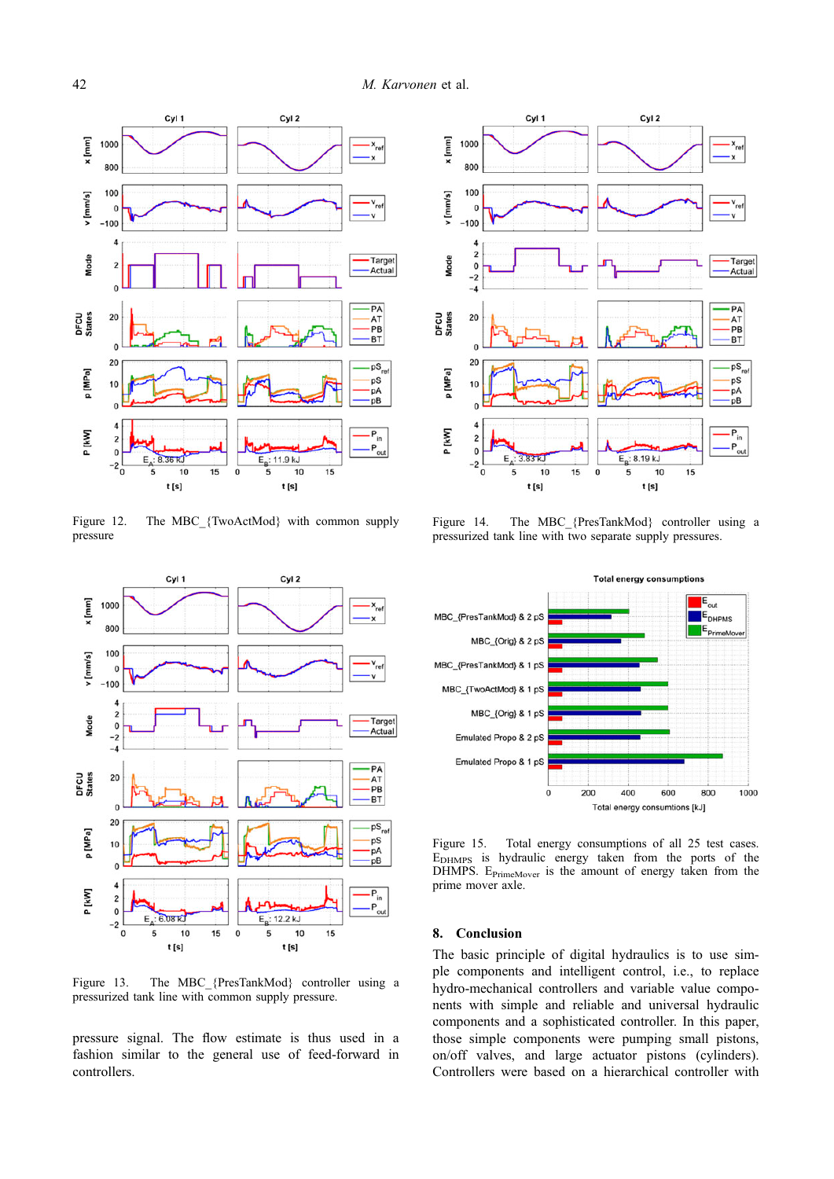Figure 12. The MBC_{TwoActMod} with common supply pressure

Figure 14. The MBC_{PresTankMod} controller using a pressurized tank line with two separate supply pressures.

Figure 13. The MBC_{PresTankMod} controller using a pressurized tank line with common supply pressure.

Figure 15. Total energy consumptions of all 25 test cases. $E_{DHMPS}$ is hydraulic energy taken from the ports of the DHMPS. $E_{PrimeMover}$ is the amount of energy taken from the prime mover axle.

pressure signal. The flow estimate is thus used in a fashion similar to the general use of feed-forward in controllers.

## 8. Conclusion

The basic principle of digital hydraulics is to use simple components and intelligent control, i.e., to replace hydro-mechanical controllers and variable value components with simple and reliable and universal hydraulic components and a sophisticated controller. In this paper, those simple components were pumping small pistons, on/off valves, and large actuator pistons (cylinders). Controllers were based on a hierarchical controller with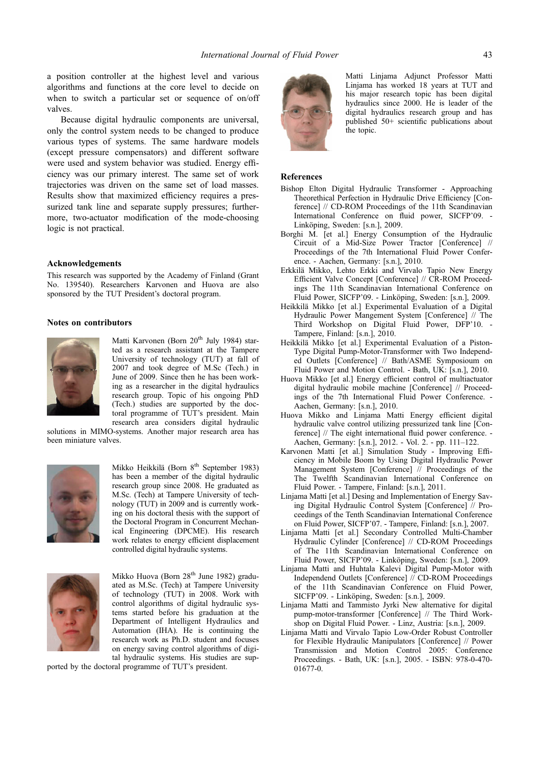a position controller at the highest level and various algorithms and functions at the core level to decide on when to switch a particular set or sequence of on/off valves.

Because digital hydraulic components are universal, only the control system needs to be changed to produce various types of systems. The same hardware models (except pressure compensators) and different software were used and system behavior was studied. Energy efficiency was our primary interest. The same set of work trajectories was driven on the same set of load masses. Results show that maximized efficiency requires a pressurized tank line and separate supply pressures; furthermore, two-actuator modification of the mode-choosing logic is not practical.

## Acknowledgements

This research was supported by the Academy of Finland (Grant No. 139540). Researchers Karvonen and Huova are also sponsored by the TUT President's doctoral program.

## Notes on contributors

Matti Karvonen (Born 20th July 1984) started as a research assistant at the Tampere University of technology (TUT) at fall of 2007 and took degree of M.Sc (Tech.) in June of 2009. Since then he has been working as a researcher in the digital hydraulics research group. Topic of his ongoing PhD (Tech.) studies are supported by the doctoral programme of TUT's president. Main research area considers digital hydraulic solutions in MIMO-systems. Another major research area has been miniature valves.

Mikko Heikkilä (Born 8th September 1983) has been a member of the digital hydraulic research group since 2008. He graduated as M.Sc. (Tech) at Tampere University of technology (TUT) in 2009 and is currently working on his doctoral thesis with the support of the Doctoral Program in Concurrent Mechanical Engineering (DPCME). His research work relates to energy efficient displacement controlled digital hydraulic systems.

Mikko Huova (Born 28th June 1982) graduated as M.Sc. (Tech) at Tampere University of technology (TUT) in 2008. Work with control algorithms of digital hydraulic systems started before his graduation at the Department of Intelligent Hydraulics and Automation (IHA). He is continuing the research work as Ph.D. student and focuses on energy saving control algorithms of digital hydraulic systems. His studies are supported by the doctoral programme of TUT's president.

Matti Linjama Adjunct Professor Matti Linjama has worked 18 years at TUT and his major research topic has been digital hydraulics since 2000. He is leader of the digital hydraulics research group and has published 50+ scientific publications about the topic.

## References

Bishop Elton Digital Hydraulic Transformer - Approaching Theorethical Perfection in Hydraulic Drive Efficiency [Conference] // CD-ROM Proceedings of the 11th Scandinavian International Conference on fluid power, SICFP'09. - Linköping, Sweden: [s.n.], 2009.

Borghi M. [et al.] Energy Consumption of the Hydraulic Circuit of a Mid-Size Power Tractor [Conference] // Proceedings of the 7th International Fluid Power Conference. - Aachen, Germany: [s.n.], 2010.

Erkkilä Mikko, Lehto Erkki and Virvalo Tapio New Energy Efficient Valve Concept [Conference] // CR-ROM Proceedings The 11th Scandinavian International Conference on Fluid Power, SICFP'09. - Linköping, Sweden: [s.n.], 2009.

Heikkilä Mikko [et al.] Experimental Evaluation of a Digital Hydraulic Power Mangement System [Conference] // The Third Workshop on Digital Fluid Power, DFP'10. - Tampere, Finland: [s.n.], 2010.

Heikkilä Mikko [et al.] Experimental Evaluation of a Piston-Type Digital Pump-Motor-Transformer with Two Independed Outlets [Conference] // Bath/ASME Symposioum on Fluid Power and Motion Control. - Bath, UK: [s.n.], 2010.

Huova Mikko [et al.] Energy efficient control of multiactuator digital hydraulic mobile machine [Conference] // Proceedings of the 7th International Fluid Power Conference. - Aachen, Germany: [s.n.], 2010.

Huova Mikko and Linjama Matti Energy efficient digital hydraulic valve control utilizing pressurized tank line [Conference] // The eight international fluid power conference. - Aachen, Germany: [s.n.], 2012. - Vol. 2. - pp. 111–122.

Karvonen Matti [et al.] Simulation Study - Improving Efficiency in Mobile Boom by Using Digital Hydraulic Power Management System [Conference] // Proceedings of the The Twelfth Scandinavian International Conference on Fluid Power. - Tampere, Finland: [s.n.], 2011.

Linjama Matti [et al.] Desing and Implementation of Energy Saving Digital Hydraulic Control System [Conference] // Proceedings of the Tenth Scandinavian International Conference on Fluid Power, SICFP'07. - Tampere, Finland: [s.n.], 2007.

Linjama Matti [et al.] Secondary Controlled Multi-Chamber Hydraulic Cylinder [Conference] // CD-ROM Proceedings of The 11th Scandinavian International Conference on Fluid Power, SICFP'09. - Linköping, Sweden: [s.n.], 2009.

Linjama Matti and Huhtala Kalevi Digital Pump-Motor with Independend Outlets [Conference] // CD-ROM Proceedings of the 11th Scandinavian Conference on Fluid Power, SICFP'09. - Linköping, Sweden: [s.n.], 2009.

Linjama Matti and Tammisto Jyrki New alternative for digital pump-motor-transformer [Conference] // The Third Workshop on Digital Fluid Power. - Linz, Austria: [s.n.], 2009.

Linjama Matti and Virvalo Tapio Low-Order Robust Controller for Flexible Hydraulic Manipulators [Conference] // Power Transmission and Motion Control 2005: Conference Proceedings. - Bath, UK: [s.n.], 2005. - ISBN: 978-0-470-01677-0.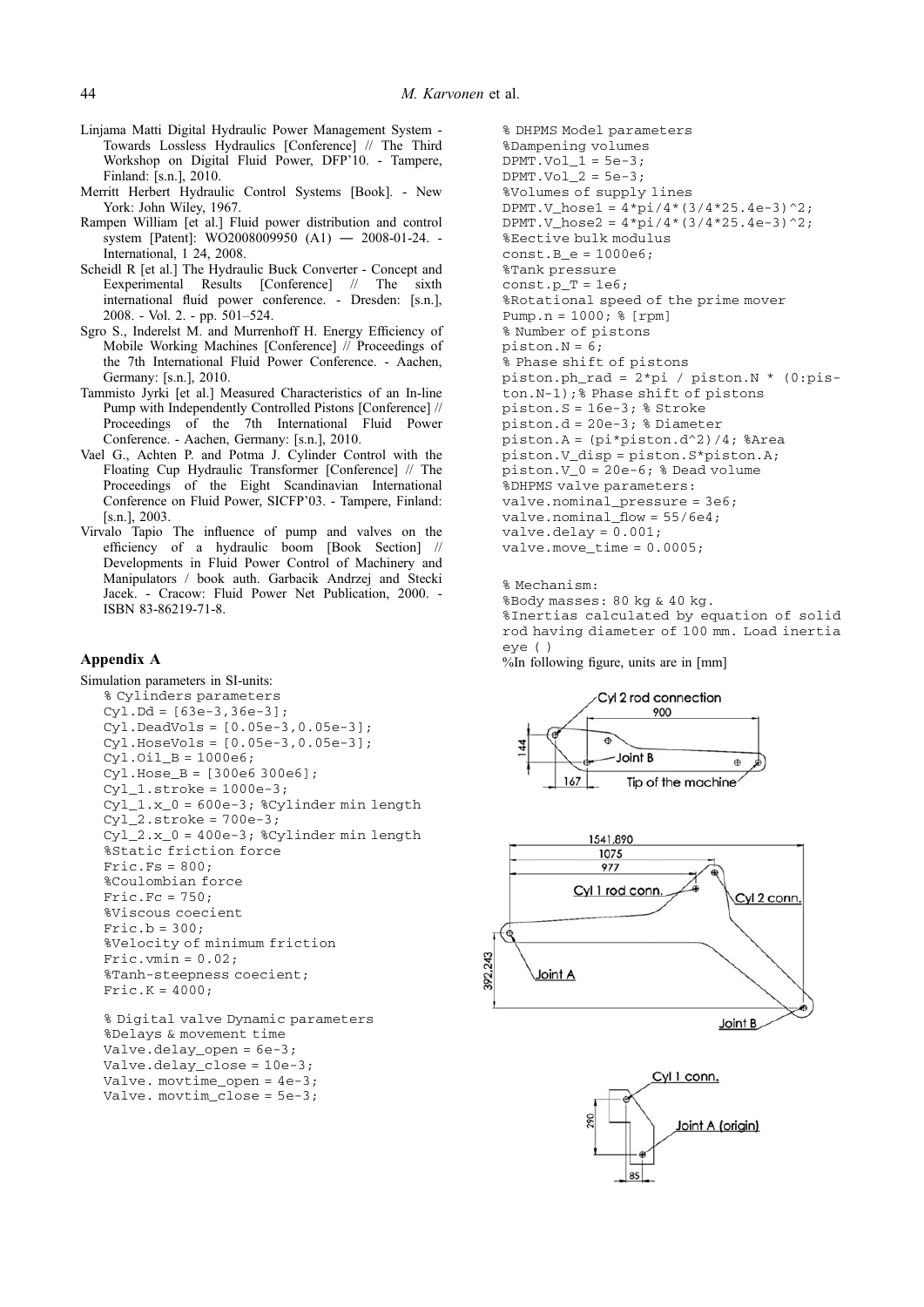Linjama Matti Digital Hydraulic Power Management System - Towards Lossless Hydraulics [Conference] // The Third Workshop on Digital Fluid Power, DFP'10. - Tampere, Finland: [s.n.], 2010.

Merritt Herbert Hydraulic Control Systems [Book]. - New York: John Wiley, 1967.

Rampen William [et al.] Fluid power distribution and control system [Patent]: WO2008009950 (A1) — 2008-01-24. - International, 1 24, 2008.

Scheidl R [et al.] The Hydraulic Buck Converter - Concept and Eexperimental Results [Conference] // The sixth international fluid power conference. - Dresden: [s.n.], 2008. - Vol. 2. - pp. 501–524.

Sgro S., Inderelst M. and Murrenhoff H. Energy Efficiency of Mobile Working Machines [Conference] // Proceedings of the 7th International Fluid Power Conference. - Aachen, Germany: [s.n.], 2010.

Tammisto Jyrki [et al.] Measured Characteristics of an In-line Pump with Independently Controlled Pistons [Conference] // Proceedings of the 7th International Fluid Power Conference. - Aachen, Germany: [s.n.], 2010.

Vael G., Achten P. and Potma J. Cylinder Control with the Floating Cup Hydraulic Transformer [Conference] // The Proceedings of the Eight Scandinavian International Conference on Fluid Power, SICFP'03. - Tampere, Finland: [s.n.], 2003.

Virvalo Tapio The influence of pump and valves on the efficiency of a hydraulic boom [Book Section] // Developments in Fluid Power Control of Machinery and Manipulators / book auth. Garbacik Andrzej and Stecki Jacek. - Cracow: Fluid Power Net Publication, 2000. - ISBN 83-86219-71-8.

## Appendix A

Simulation parameters in SI-units:

```
% Cylinders parameters
Cyl.Dd = [63e-3,36e-3];
Cyl.DeadVols = [0.05e-3,0.05e-3];
Cyl.HoseVols = [0.05e-3,0.05e-3];
Cyl.Oil_B = 1000e6;
Cyl.Hose_B = [300e6 300e6];
Cyl_1.stroke = 1000e-3;
Cyl_1.x_0 = 600e-3; %Cylinder min length
Cyl_2.stroke = 700e-3;
Cyl_2.x_0 = 400e-3; %Cylinder min length
%Static friction force
Fric.Fs = 800;
%Coulombian force
Fric.Fc = 750;
%Viscous coecient
Fric.b = 300;
%Velocity of minimum friction
Fric.vmin = 0.02;
%Tanh-steepness coecient;
Fric.K = 4000;

% Digital valve Dynamic parameters
%Delays & movement time
Valve.delay_open = 6e-3;
Valve.delay_close = 10e-3;
Valve. movtime_open = 4e-3;
Valve. movtim_close = 5e-3;
```

```
% DHPMS Model parameters
%Dampening volumes
DPMT.Vol_1 = 5e-3;
DPMT.Vol_2 = 5e-3;
%Volumes of supply lines
DPMT.V_hose1 = 4*pi/4*(3/4*25.4e-3)^2;
DPMT.V_hose2 = 4*pi/4*(3/4*25.4e-3)^2;
%Eective bulk modulus
const.B_e = 1000e6;
%Tank pressure
const.p_T = 1e6;
%Rotational speed of the prime mover
Pump.n = 1000; % [rpm]
% Number of pistons
piston.N = 6;
% Phase shift of pistons
piston.ph_rad = 2*pi / piston.N * (0:piston.N-1);% Phase shift of pistons
piston.S = 16e-3; % Stroke
piston.d = 20e-3; % Diameter
piston.A = (pi*piston.d^2)/4; %Area
piston.V_disp = piston.S*piston.A;
piston.V_0 = 20e-6; % Dead volume
%DHPMS valve parameters:
valve.nominal_pressure = 3e6;
valve.nominal_flow = 55/6e4;
valve.delay = 0.001;
valve.move_time = 0.0005;

% Mechanism:
%Body masses: 80 kg & 40 kg.
%Inertias calculated by equation of solid rod having diameter of 100 mm. Load inertia eye ( )
%In following figure, units are in [mm]
```

Cyl 2 rod connection
900
144
Joint B
167
Tip of the machine

1541,890
1075
977
Cyl 1 rod conn.
Cyl 2 conn.
392,243
Joint A
Joint B

Cyl 1 conn.
290
Joint A (origin)
85